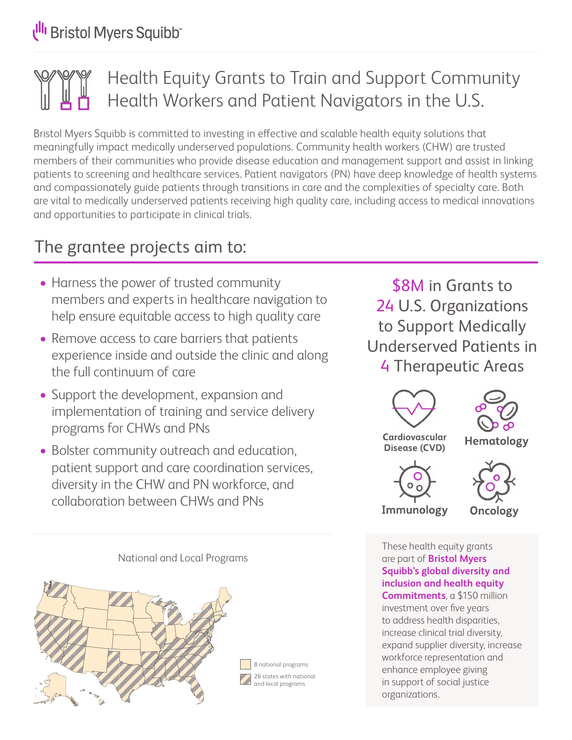Bristol Myers Squibb™

# Health Equity Grants to Train and Support Community Health Workers and Patient Navigators in the U.S.

Bristol Myers Squibb is committed to investing in effective and scalable health equity solutions that meaningfully impact medically underserved populations. Community health workers (CHW) are trusted members of their communities who provide disease education and management support and assist in linking patients to screening and healthcare services. Patient navigators (PN) have deep knowledge of health systems and compassionately guide patients through transitions in care and the complexities of specialty care. Both are vital to medically underserved patients receiving high quality care, including access to medical innovations and opportunities to participate in clinical trials.

## The grantee projects aim to:

- Harness the power of trusted community members and experts in healthcare navigation to help ensure equitable access to high quality care
- Remove access to care barriers that patients experience inside and outside the clinic and along the full continuum of care
- Support the development, expansion and implementation of training and service delivery programs for CHWs and PNs
- Bolster community outreach and education, patient support and care coordination services, diversity in the CHW and PN workforce, and collaboration between CHWs and PNs

### $8M in Grants to 24 U.S. Organizations to Support Medically Underserved Patients in 4 Therapeutic Areas

Cardiovascular Disease (CVD)

Hematology

Immunology

Oncology

National and Local Programs

8 national programs

26 states with national and local programs

These health equity grants are part of **Bristol Myers Squibb's global diversity and inclusion and health equity Commitments**, a $150 million investment over five years to address health disparities, increase clinical trial diversity, expand supplier diversity, increase workforce representation and enhance employee giving in support of social justice organizations.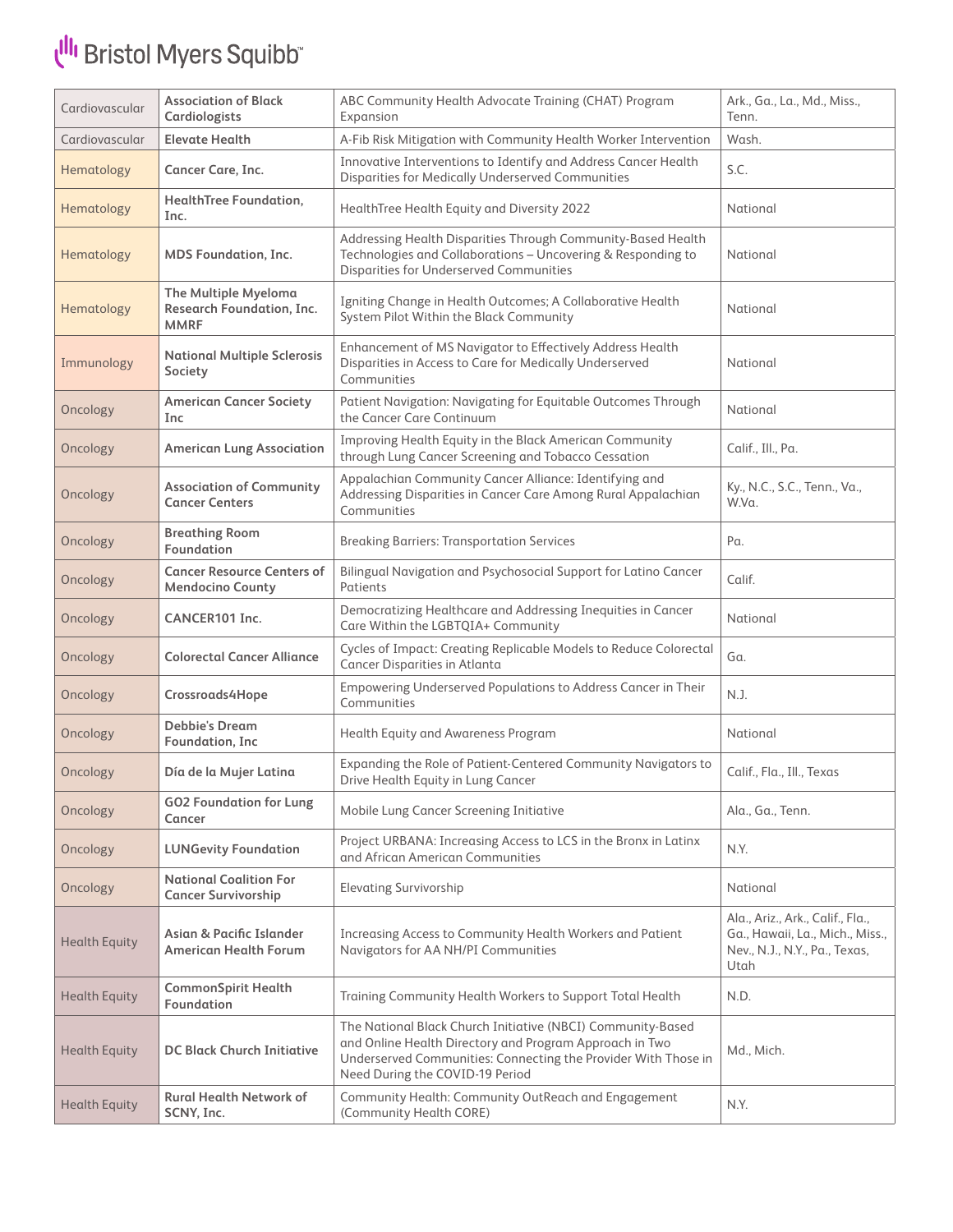| | | | |
|---|---|---|---|
| Cardiovascular | **Association of Black Cardiologists** | ABC Community Health Advocate Training (CHAT) Program Expansion | Ark., Ga., La., Md., Miss., Tenn. |
| Cardiovascular | **Elevate Health** | A-Fib Risk Mitigation with Community Health Worker Intervention | Wash. |
| Hematology | **Cancer Care, Inc.** | Innovative Interventions to Identify and Address Cancer Health Disparities for Medically Underserved Communities | S.C. |
| Hematology | **HealthTree Foundation, Inc.** | HealthTree Health Equity and Diversity 2022 | National |
| Hematology | **MDS Foundation, Inc.** | Addressing Health Disparities Through Community-Based Health Technologies and Collaborations – Uncovering & Responding to Disparities for Underserved Communities | National |
| Hematology | **The Multiple Myeloma Research Foundation, Inc. MMRF** | Igniting Change in Health Outcomes; A Collaborative Health System Pilot Within the Black Community | National |
| Immunology | **National Multiple Sclerosis Society** | Enhancement of MS Navigator to Effectively Address Health Disparities in Access to Care for Medically Underserved Communities | National |
| Oncology | **American Cancer Society Inc** | Patient Navigation: Navigating for Equitable Outcomes Through the Cancer Care Continuum | National |
| Oncology | **American Lung Association** | Improving Health Equity in the Black American Community through Lung Cancer Screening and Tobacco Cessation | Calif., Ill., Pa. |
| Oncology | **Association of Community Cancer Centers** | Appalachian Community Cancer Alliance: Identifying and Addressing Disparities in Cancer Care Among Rural Appalachian Communities | Ky., N.C., S.C., Tenn., Va., W.Va. |
| Oncology | **Breathing Room Foundation** | Breaking Barriers: Transportation Services | Pa. |
| Oncology | **Cancer Resource Centers of Mendocino County** | Bilingual Navigation and Psychosocial Support for Latino Cancer Patients | Calif. |
| Oncology | **CANCER101 Inc.** | Democratizing Healthcare and Addressing Inequities in Cancer Care Within the LGBTQIA+ Community | National |
| Oncology | **Colorectal Cancer Alliance** | Cycles of Impact: Creating Replicable Models to Reduce Colorectal Cancer Disparities in Atlanta | Ga. |
| Oncology | **Crossroads4Hope** | Empowering Underserved Populations to Address Cancer in Their Communities | N.J. |
| Oncology | **Debbie's Dream Foundation, Inc** | Health Equity and Awareness Program | National |
| Oncology | **Día de la Mujer Latina** | Expanding the Role of Patient-Centered Community Navigators to Drive Health Equity in Lung Cancer | Calif., Fla., Ill., Texas |
| Oncology | **GO2 Foundation for Lung Cancer** | Mobile Lung Cancer Screening Initiative | Ala., Ga., Tenn. |
| Oncology | **LUNGevity Foundation** | Project URBANA: Increasing Access to LCS in the Bronx in Latinx and African American Communities | N.Y. |
| Oncology | **National Coalition For Cancer Survivorship** | Elevating Survivorship | National |
| Health Equity | **Asian & Pacific Islander American Health Forum** | Increasing Access to Community Health Workers and Patient Navigators for AA NH/PI Communities | Ala., Ariz., Ark., Calif., Fla., Ga., Hawaii, La., Mich., Miss., Nev., N.J., N.Y., Pa., Texas, Utah |
| Health Equity | **CommonSpirit Health Foundation** | Training Community Health Workers to Support Total Health | N.D. |
| Health Equity | **DC Black Church Initiative** | The National Black Church Initiative (NBCI) Community-Based and Online Health Directory and Program Approach in Two Underserved Communities: Connecting the Provider With Those in Need During the COVID-19 Period | Md., Mich. |
| Health Equity | **Rural Health Network of SCNY, Inc.** | Community Health: Community OutReach and Engagement (Community Health CORE) | N.Y. |